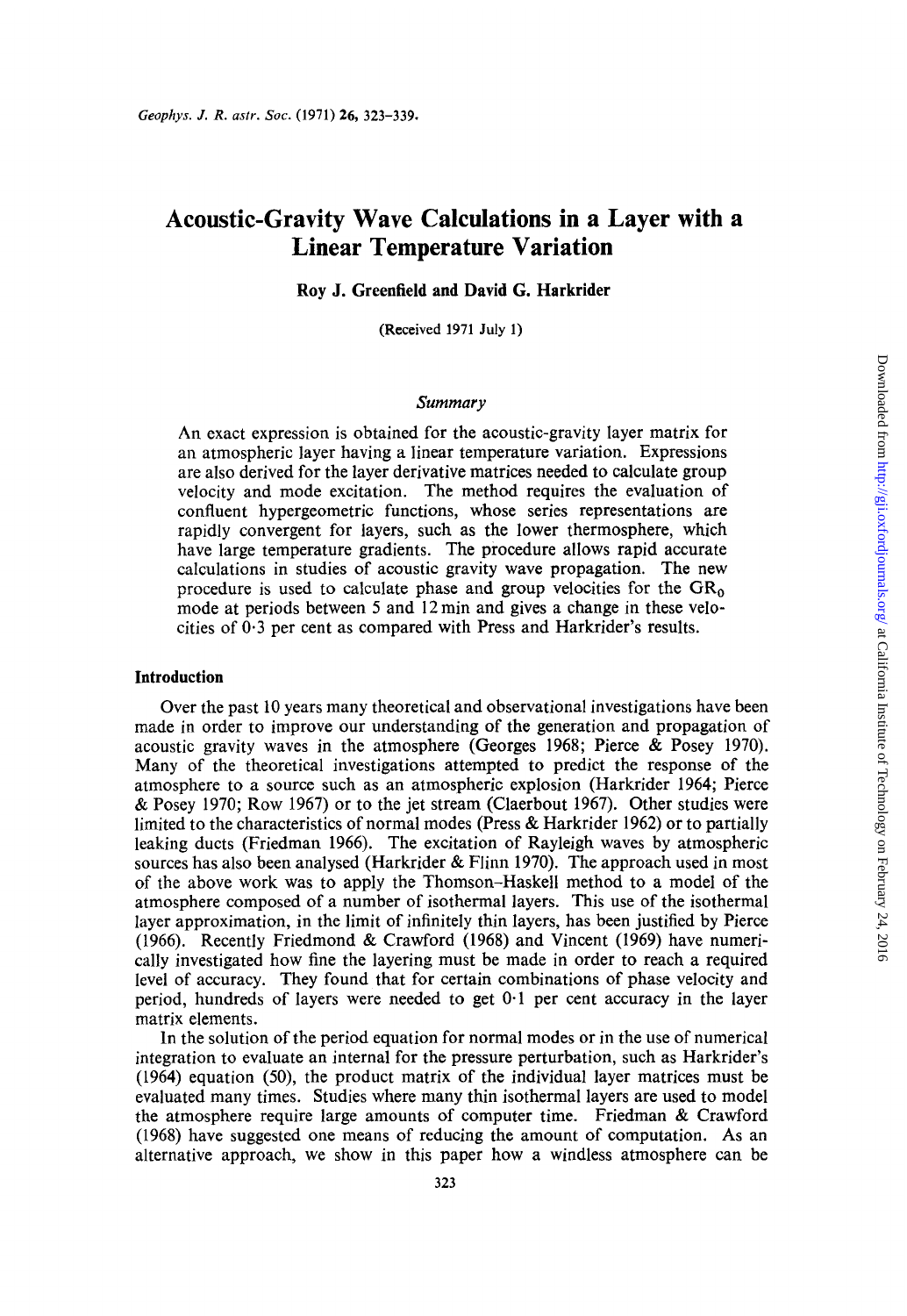# Acoustic-Gravity Wave Calculations in a Layer with a Linear Temperature Variation

**Roy J. Greenfield and David G. Harkrider**

(Received 1971 July 1)

## *Summary*

An exact expression is obtained for the acoustic-gravity layer matrix for an atmospheric layer having a linear temperature variation. Expressions are also derived for the layer derivative matrices needed to calculate group velocity and mode excitation. The method requires the evaluation of confluent hypergeometric functions, whose series representations are rapidly convergent for layers, such as the lower thermosphere, which have large temperature gradients. The procedure allows rapid accurate calculations in studies of acoustic gravity wave propagation. The new procedure is used to calculate phase and group velocities for the $GR_0$ mode at periods between 5 and 12 min and gives a change in these velocities of 0·3 per cent as compared with Press and Harkrider's results.

## Introduction

Over the past 10 years many theoretical and observational investigations have been made in order to improve our understanding of the generation and propagation of acoustic gravity waves in the atmosphere (Georges 1968; Pierce & Posey 1970). Many of the theoretical investigations attempted to predict the response of the atmosphere to a source such as an atmospheric explosion (Harkrider 1964; Pierce & Posey 1970; Row 1967) or to the jet stream (Claerbout 1967). Other studies were limited to the characteristics of normal modes (Press & Harkrider 1962) or to partially leaking ducts (Friedman 1966). The excitation of Rayleigh waves by atmospheric sources has also been analysed (Harkrider & Flinn 1970). The approach used in most of the above work was to apply the Thomson–Haskell method to a model of the atmosphere composed of a number of isothermal layers. This use of the isothermal layer approximation, in the limit of infinitely thin layers, has been justified by Pierce (1966). Recently Friedmond & Crawford (1968) and Vincent (1969) have numerically investigated how fine the layering must be made in order to reach a required level of accuracy. They found that for certain combinations of phase velocity and period, hundreds of layers were needed to get 0·1 per cent accuracy in the layer matrix elements.

In the solution of the period equation for normal modes or in the use of numerical integration to evaluate an internal for the pressure perturbation, such as Harkrider's (1964) equation (50), the product matrix of the individual layer matrices must be evaluated many times. Studies where many thin isothermal layers are used to model the atmosphere require large amounts of computer time. Friedman & Crawford (1968) have suggested one means of reducing the amount of computation. As an alternative approach, we show in this paper how a windless atmosphere can be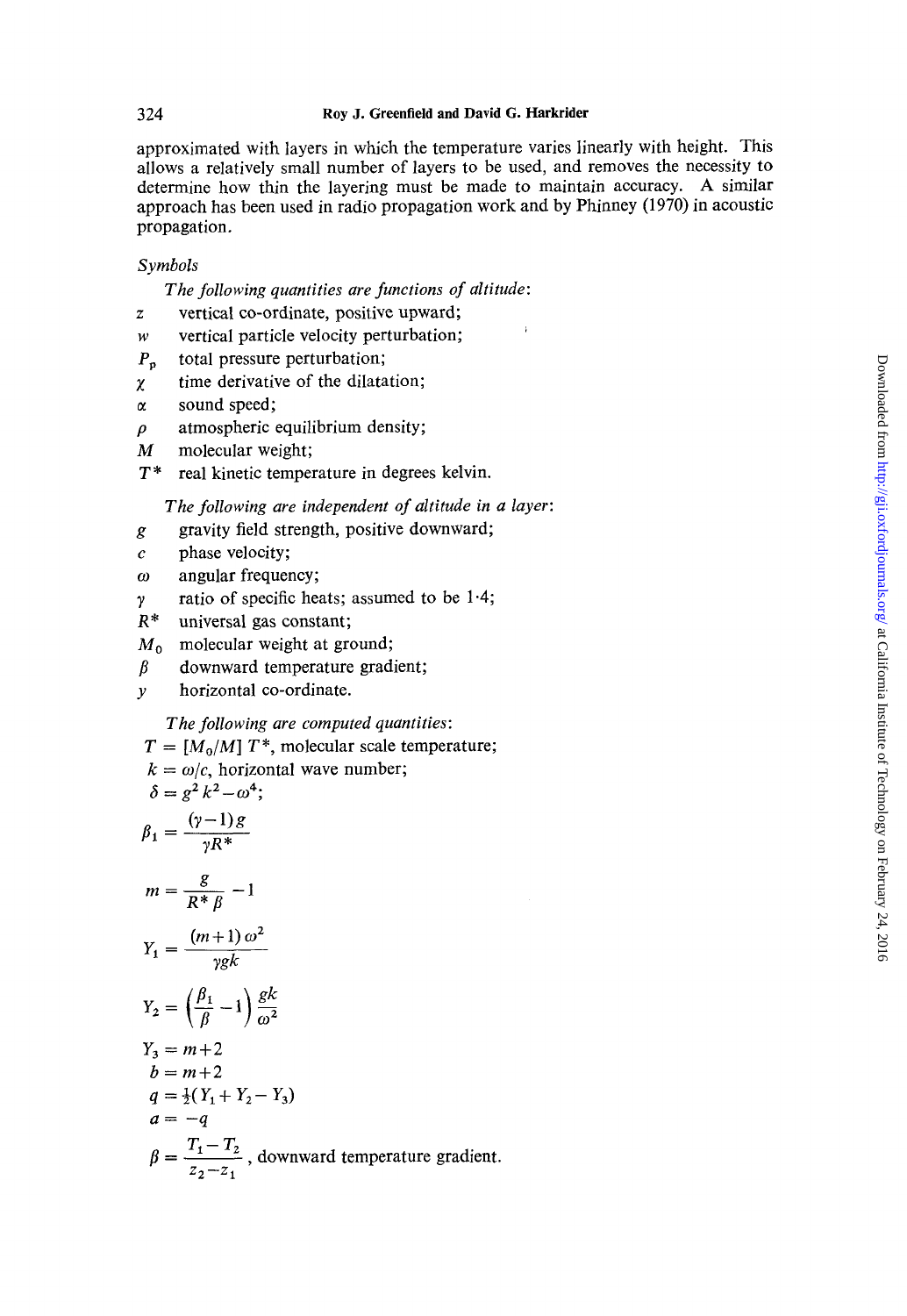approximated with layers in which the temperature varies linearly with height. This allows a relatively small number of layers to be used, and removes the necessity to determine how thin the layering must be made to maintain accuracy. A similar approach has been used in radio propagation work and by Phinney (1970) in acoustic propagation.

*Symbols*

*The following quantities are functions of altitude*:

- $z$ vertical co-ordinate, positive upward;
- $w$ vertical particle velocity perturbation;
- $P_p$ total pressure perturbation;
- $\chi$ time derivative of the dilatation;
- $\alpha$ sound speed;
- $\rho$ atmospheric equilibrium density;
- $M$ molecular weight;
- $T^*$ real kinetic temperature in degrees kelvin.

*The following are independent of altitude in a layer*:

- $g$ gravity field strength, positive downward;
- $c$ phase velocity;
- $\omega$ angular frequency;
- $\gamma$ ratio of specific heats; assumed to be 1·4;
- $R^*$ universal gas constant;
- $M_0$ molecular weight at ground;
- $\beta$ downward temperature gradient;
- $y$ horizontal co-ordinate.

*The following are computed quantities*:

$T = [M_0/M]\, T^*$, molecular scale temperature;

$k = \omega/c$, horizontal wave number;

$\delta = g^2 k^2 - \omega^4$;

$$\beta_1 = \frac{(\gamma-1)\,g}{\gamma R^*}$$

$$m = \frac{g}{R^*\beta} - 1$$

$$Y_1 = \frac{(m+1)\,\omega^2}{\gamma g k}$$

$$Y_2 = \left(\frac{\beta_1}{\beta} - 1\right)\frac{gk}{\omega^2}$$

$$Y_3 = m+2$$

$$b = m+2$$

$$q = \tfrac{1}{2}(Y_1 + Y_2 - Y_3)$$

$$a = -q$$

$$\beta = \frac{T_1 - T_2}{z_2 - z_1}\text{, downward temperature gradient.}$$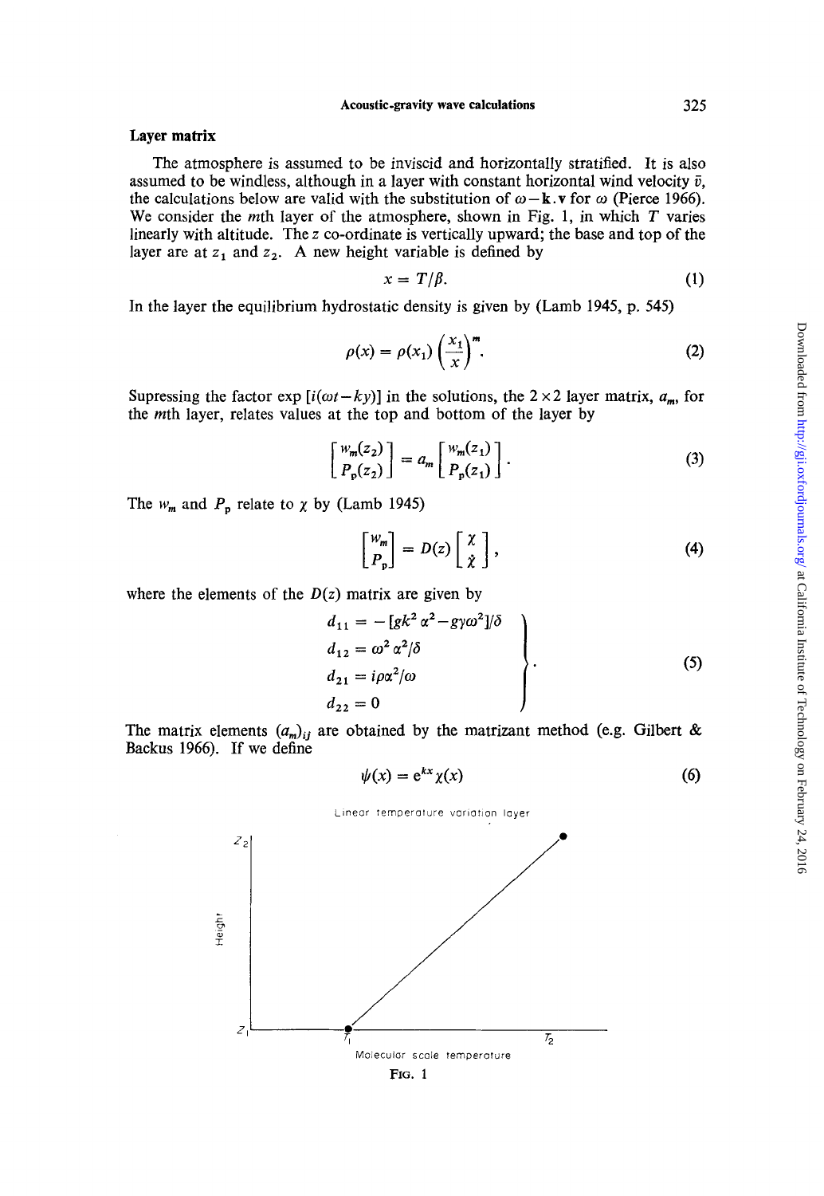## Layer matrix

The atmosphere is assumed to be inviscid and horizontally stratified. It is also assumed to be windless, although in a layer with constant horizontal wind velocity $\bar{v}$, the calculations below are valid with the substitution of $\omega - \mathbf{k}.\mathbf{v}$ for $\omega$ (Pierce 1966). We consider the $m$th layer of the atmosphere, shown in Fig. 1, in which $T$ varies linearly with altitude. The $z$ co-ordinate is vertically upward; the base and top of the layer are at $z_1$ and $z_2$. A new height variable is defined by

$$x = T/\beta. \tag{1}$$

In the layer the equilibrium hydrostatic density is given by (Lamb 1945, p. 545)

$$\rho(x) = \rho(x_1)\left(\frac{x_1}{x}\right)^m. \tag{2}$$

Supressing the factor $\exp[i(\omega t - ky)]$ in the solutions, the $2 \times 2$ layer matrix, $a_m$, for the $m$th layer, relates values at the top and bottom of the layer by

$$\begin{bmatrix} w_m(z_2) \\ P_p(z_2) \end{bmatrix} = a_m \begin{bmatrix} w_m(z_1) \\ P_p(z_1) \end{bmatrix}. \tag{3}$$

The $w_m$ and $P_p$ relate to $\chi$ by (Lamb 1945)

$$\begin{bmatrix} w_m \\ P_p \end{bmatrix} = D(z) \begin{bmatrix} \chi \\ \dot{\chi} \end{bmatrix}, \tag{4}$$

where the elements of the $D(z)$ matrix are given by

$$\left.\begin{aligned} d_{11} &= -[gk^2\alpha^2 - g\gamma\omega^2]/\delta \\ d_{12} &= \omega^2\alpha^2/\delta \\ d_{21} &= i\rho\alpha^2/\omega \\ d_{22} &= 0 \end{aligned}\right\}. \tag{5}$$

The matrix elements $(a_m)_{ij}$ are obtained by the matrizant method (e.g. Gilbert & Backus 1966). If we define

$$\psi(x) = e^{kx}\chi(x) \tag{6}$$

FIG. 1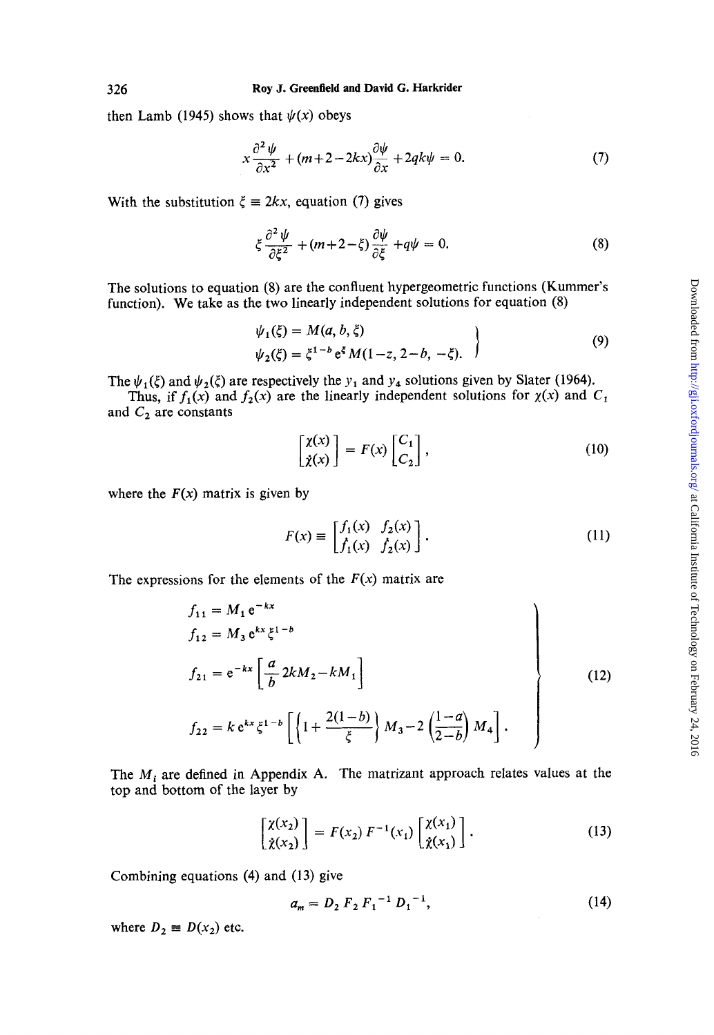then Lamb (1945) shows that $\psi(x)$ obeys

$$x\frac{\partial^2\psi}{\partial x^2}+(m+2-2kx)\frac{\partial\psi}{\partial x}+2qk\psi=0. \tag{7}$$

With the substitution $\xi \equiv 2kx$, equation (7) gives

$$\xi\frac{\partial^2\psi}{\partial\xi^2}+(m+2-\xi)\frac{\partial\psi}{\partial\xi}+q\psi=0. \tag{8}$$

The solutions to equation (8) are the confluent hypergeometric functions (Kummer's function). We take as the two linearly independent solutions for equation (8)

$$\left.\begin{aligned}\psi_1(\xi)&=M(a,b,\xi)\\ \psi_2(\xi)&=\xi^{1-b}\,e^{\xi}M(1-z,2-b,-\xi).\end{aligned}\right\} \tag{9}$$

The $\psi_1(\xi)$ and $\psi_2(\xi)$ are respectively the $y_1$ and $y_4$ solutions given by Slater (1964).

Thus, if $f_1(x)$ and $f_2(x)$ are the linearly independent solutions for $\chi(x)$ and $C_1$ and $C_2$ are constants

$$\begin{bmatrix}\chi(x)\\ \dot{\chi}(x)\end{bmatrix}=F(x)\begin{bmatrix}C_1\\ C_2\end{bmatrix}, \tag{10}$$

where the $F(x)$ matrix is given by

$$F(x)\equiv\begin{bmatrix}f_1(x) & f_2(x)\\ \dot{f}_1(x) & \dot{f}_2(x)\end{bmatrix}. \tag{11}$$

The expressions for the elements of the $F(x)$ matrix are

$$\left.\begin{aligned}f_{11}&=M_1\,e^{-kx}\\ f_{12}&=M_3\,e^{kx}\,\xi^{1-b}\\ f_{21}&=e^{-kx}\left[\frac{a}{b}2kM_2-kM_1\right]\\ f_{22}&=k\,e^{kx}\,\xi^{1-b}\left[\left\{1+\frac{2(1-b)}{\xi}\right\}M_3-2\left(\frac{1-a}{2-b}\right)M_4\right].\end{aligned}\right\} \tag{12}$$

The $M_i$ are defined in Appendix A. The matrizant approach relates values at the top and bottom of the layer by

$$\begin{bmatrix}\chi(x_2)\\ \dot{\chi}(x_2)\end{bmatrix}=F(x_2)\,F^{-1}(x_1)\begin{bmatrix}\chi(x_1)\\ \dot{\chi}(x_1)\end{bmatrix}. \tag{13}$$

Combining equations (4) and (13) give

$$a_m=D_2\,F_2\,F_1^{-1}\,D_1^{-1}, \tag{14}$$

where $D_2 \equiv D(x_2)$ etc.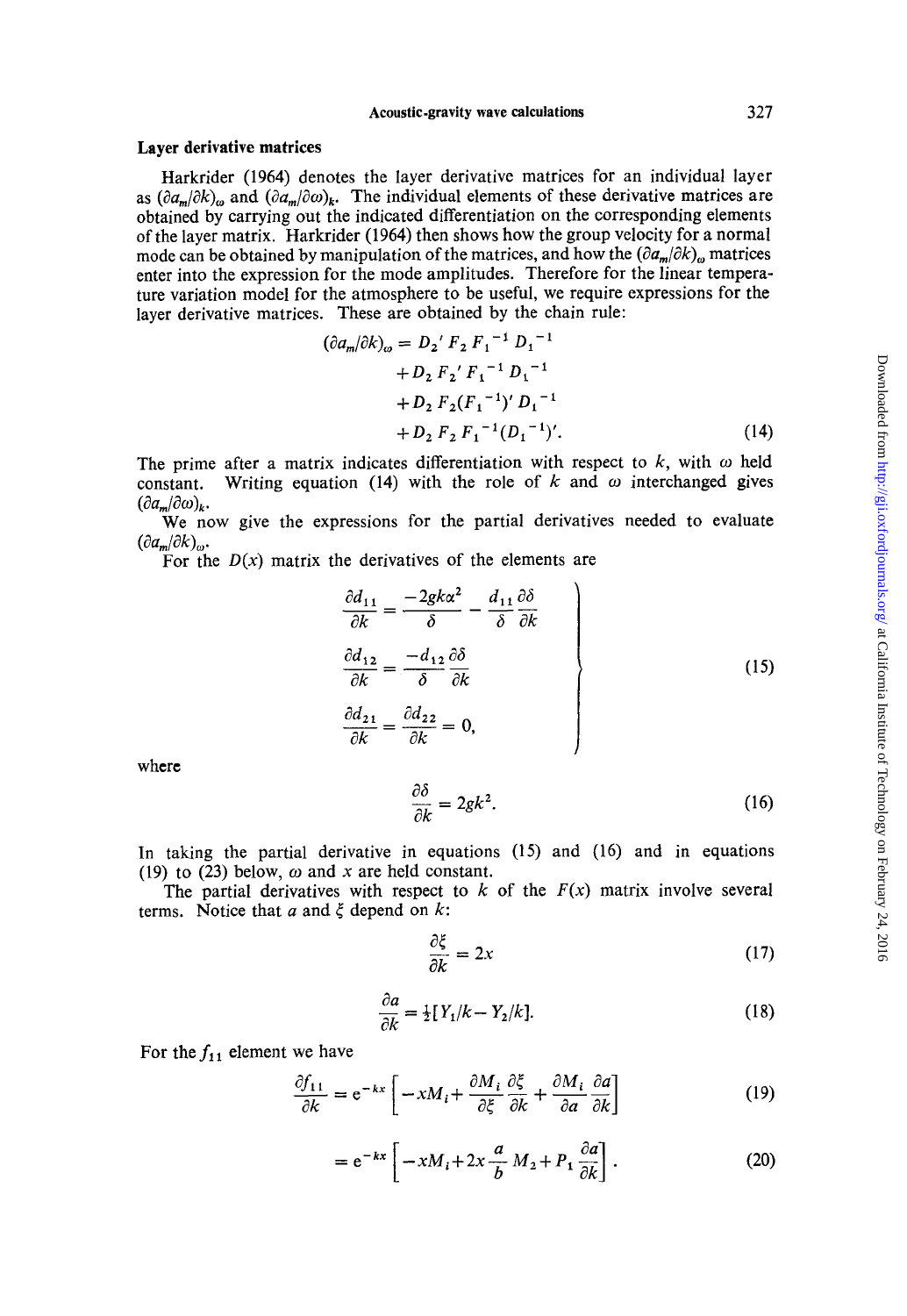### Layer derivative matrices

Harkrider (1964) denotes the layer derivative matrices for an individual layer as $(\partial a_m/\partial k)_\omega$ and $(\partial a_m/\partial \omega)_k$. The individual elements of these derivative matrices are obtained by carrying out the indicated differentiation on the corresponding elements of the layer matrix. Harkrider (1964) then shows how the group velocity for a normal mode can be obtained by manipulation of the matrices, and how the $(\partial a_m/\partial k)_\omega$ matrices enter into the expression for the mode amplitudes. Therefore for the linear temperature variation model for the atmosphere to be useful, we require expressions for the layer derivative matrices. These are obtained by the chain rule:

$$
\begin{aligned}
(\partial a_m/\partial k)_\omega = {} & D_2' F_2 F_1^{-1} D_1^{-1} \\
& + D_2 F_2' F_1^{-1} D_1^{-1} \\
& + D_2 F_2 (F_1^{-1})' D_1^{-1} \\
& + D_2 F_2 F_1^{-1} (D_1^{-1})'.
\end{aligned} \tag{14}
$$

The prime after a matrix indicates differentiation with respect to $k$, with $\omega$ held constant. Writing equation (14) with the role of $k$ and $\omega$ interchanged gives $(\partial a_m/\partial \omega)_k$.

We now give the expressions for the partial derivatives needed to evaluate $(\partial a_m/\partial k)_\omega$.

For the $D(x)$ matrix the derivatives of the elements are

$$
\left.
\begin{aligned}
\frac{\partial d_{11}}{\partial k} &= \frac{-2gk\alpha^2}{\delta} - \frac{d_{11}}{\delta}\frac{\partial \delta}{\partial k} \\
\frac{\partial d_{12}}{\partial k} &= \frac{-d_{12}}{\delta}\frac{\partial \delta}{\partial k} \\
\frac{\partial d_{21}}{\partial k} &= \frac{\partial d_{22}}{\partial k} = 0,
\end{aligned}
\right\} \tag{15}
$$

where

$$
\frac{\partial \delta}{\partial k} = 2gk^2. \tag{16}
$$

In taking the partial derivative in equations (15) and (16) and in equations (19) to (23) below, $\omega$ and $x$ are held constant.

The partial derivatives with respect to $k$ of the $F(x)$ matrix involve several terms. Notice that $a$ and $\xi$ depend on $k$:

$$
\frac{\partial \xi}{\partial k} = 2x \tag{17}
$$

$$
\frac{\partial a}{\partial k} = \tfrac{1}{2}[Y_1/k - Y_2/k]. \tag{18}
$$

For the $f_{11}$ element we have

$$
\frac{\partial f_{11}}{\partial k} = e^{-kx}\left[-xM_i + \frac{\partial M_i}{\partial \xi}\frac{\partial \xi}{\partial k} + \frac{\partial M_i}{\partial a}\frac{\partial a}{\partial k}\right] \tag{19}
$$

$$
= e^{-kx}\left[-xM_i + 2x\frac{a}{b}M_2 + P_1\frac{\partial a}{\partial k}\right]. \tag{20}
$$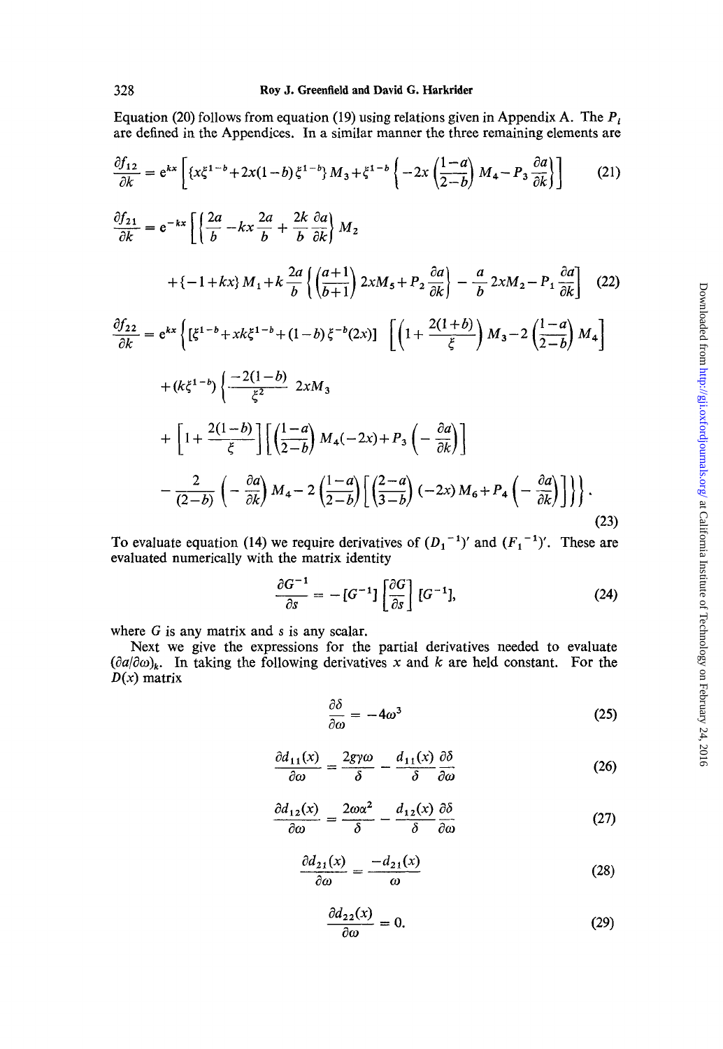Equation (20) follows from equation (19) using relations given in Appendix A. The $P_i$ are defined in the Appendices. In a similar manner the three remaining elements are

$$\frac{\partial f_{12}}{\partial k} = e^{kx}\left[\{x\xi^{1-b}+2x(1-b)\xi^{1-b}\}M_3+\xi^{1-b}\left\{-2x\left(\frac{1-a}{2-b}\right)M_4-P_3\frac{\partial a}{\partial k}\right\}\right] \tag{21}$$

$$\frac{\partial f_{21}}{\partial k} = e^{-kx}\left[\left\{\frac{2a}{b}-kx\frac{2a}{b}+\frac{2k}{b}\frac{\partial a}{\partial k}\right\}M_2 + \{-1+kx\}M_1+k\frac{2a}{b}\left\{\left(\frac{a+1}{b+1}\right)2xM_5+P_2\frac{\partial a}{\partial k}\right\}-\frac{a}{b}2xM_2-P_1\frac{\partial a}{\partial k}\right] \tag{22}$$

$$\begin{aligned}\frac{\partial f_{22}}{\partial k} = e^{kx}\Bigg\{&[\xi^{1-b}+xk\xi^{1-b}+(1-b)\xi^{-b}(2x)]\left[\left(1+\frac{2(1+b)}{\xi}\right)M_3-2\left(\frac{1-a}{2-b}\right)M_4\right]\\&+(k\xi^{1-b})\Bigg\{\frac{-2(1-b)}{\xi^2}2xM_3\\&+\left[1+\frac{2(1-b)}{\xi}\right]\left[\left(\frac{1-a}{2-b}\right)M_4(-2x)+P_3\left(-\frac{\partial a}{\partial k}\right)\right]\\&-\frac{2}{(2-b)}\left(-\frac{\partial a}{\partial k}\right)M_4-2\left(\frac{1-a}{2-b}\right)\left[\left(\frac{2-a}{3-b}\right)(-2x)M_6+P_4\left(-\frac{\partial a}{\partial k}\right)\right]\Bigg\}\Bigg\}.\end{aligned} \tag{23}$$

To evaluate equation (14) we require derivatives of $(D_1^{-1})'$ and $(F_1^{-1})'$. These are evaluated numerically with the matrix identity

$$\frac{\partial G^{-1}}{\partial s} = -[G^{-1}]\left[\frac{\partial G}{\partial s}\right][G^{-1}], \tag{24}$$

where $G$ is any matrix and $s$ is any scalar.

Next we give the expressions for the partial derivatives needed to evaluate $(\partial a/\partial \omega)_k$. In taking the following derivatives $x$ and $k$ are held constant. For the $D(x)$ matrix

$$\frac{\partial \delta}{\partial \omega} = -4\omega^3 \tag{25}$$

$$\frac{\partial d_{11}(x)}{\partial \omega} = \frac{2g\gamma\omega}{\delta}-\frac{d_{11}(x)}{\delta}\frac{\partial \delta}{\partial \omega} \tag{26}$$

$$\frac{\partial d_{12}(x)}{\partial \omega} = \frac{2\omega\alpha^2}{\delta}-\frac{d_{12}(x)}{\delta}\frac{\partial \delta}{\partial \omega} \tag{27}$$

$$\frac{\partial d_{21}(x)}{\partial \omega} = \frac{-d_{21}(x)}{\omega} \tag{28}$$

$$\frac{\partial d_{22}(x)}{\partial \omega} = 0. \tag{29}$$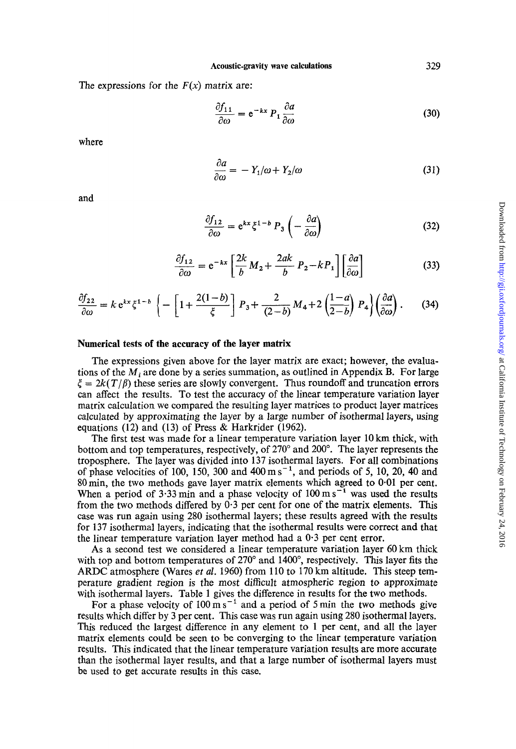The expressions for the $F(x)$ matrix are:

$$\frac{\partial f_{11}}{\partial \omega} = \mathrm{e}^{-kx} P_1 \frac{\partial a}{\partial \omega} \tag{30}$$

where

$$\frac{\partial a}{\partial \omega} = -Y_1/\omega + Y_2/\omega \tag{31}$$

and

$$\frac{\partial f_{12}}{\partial \omega} = \mathrm{e}^{kx} \xi^{1-b} P_3 \left(-\frac{\partial a}{\partial \omega}\right) \tag{32}$$

$$\frac{\partial f_{12}}{\partial \omega} = \mathrm{e}^{-kx} \left[\frac{2k}{b} M_2 + \frac{2ak}{b} P_2 - kP_1\right] \left[\frac{\partial a}{\partial \omega}\right] \tag{33}$$

$$\frac{\partial f_{22}}{\partial \omega} = k\,\mathrm{e}^{kx} \xi^{1-b} \left\{-\left[1 + \frac{2(1-b)}{\xi}\right] P_3 + \frac{2}{(2-b)} M_4 + 2\left(\frac{1-a}{2-b}\right) P_4\right\} \left(\frac{\partial a}{\partial \omega}\right). \tag{34}$$

### Numerical tests of the accuracy of the layer matrix

The expressions given above for the layer matrix are exact; however, the evaluations of the $M_i$ are done by a series summation, as outlined in Appendix B. For large $\xi = 2k(T/\beta)$ these series are slowly convergent. Thus roundoff and truncation errors can affect the results. To test the accuracy of the linear temperature variation layer matrix calculation we compared the resulting layer matrices to product layer matrices calculated by approximating the layer by a large number of isothermal layers, using equations (12) and (13) of Press & Harkrider (1962).

The first test was made for a linear temperature variation layer 10 km thick, with bottom and top temperatures, respectively, of 270° and 200°. The layer represents the troposphere. The layer was divided into 137 isothermal layers. For all combinations of phase velocities of 100, 150, 300 and 400 m s$^{-1}$, and periods of 5, 10, 20, 40 and 80 min, the two methods gave layer matrix elements which agreed to 0·01 per cent. When a period of 3·33 min and a phase velocity of 100 m s$^{-1}$ was used the results from the two methods differed by 0·3 per cent for one of the matrix elements. This case was run again using 280 isothermal layers; these results agreed with the results for 137 isothermal layers, indicating that the isothermal results were correct and that the linear temperature variation layer method had a 0·3 per cent error.

As a second test we considered a linear temperature variation layer 60 km thick with top and bottom temperatures of 270° and 1400°, respectively. This layer fits the ARDC atmosphere (Wares *et al.* 1960) from 110 to 170 km altitude. This steep temperature gradient region is the most difficult atmospheric region to approximate with isothermal layers. Table 1 gives the difference in results for the two methods.

For a phase velocity of 100 m s$^{-1}$ and a period of 5 min the two methods give results which differ by 3 per cent. This case was run again using 280 isothermal layers. This reduced the largest difference in any element to 1 per cent, and all the layer matrix elements could be seen to be converging to the linear temperature variation results. This indicated that the linear temperature variation results are more accurate than the isothermal layer results, and that a large number of isothermal layers must be used to get accurate results in this case.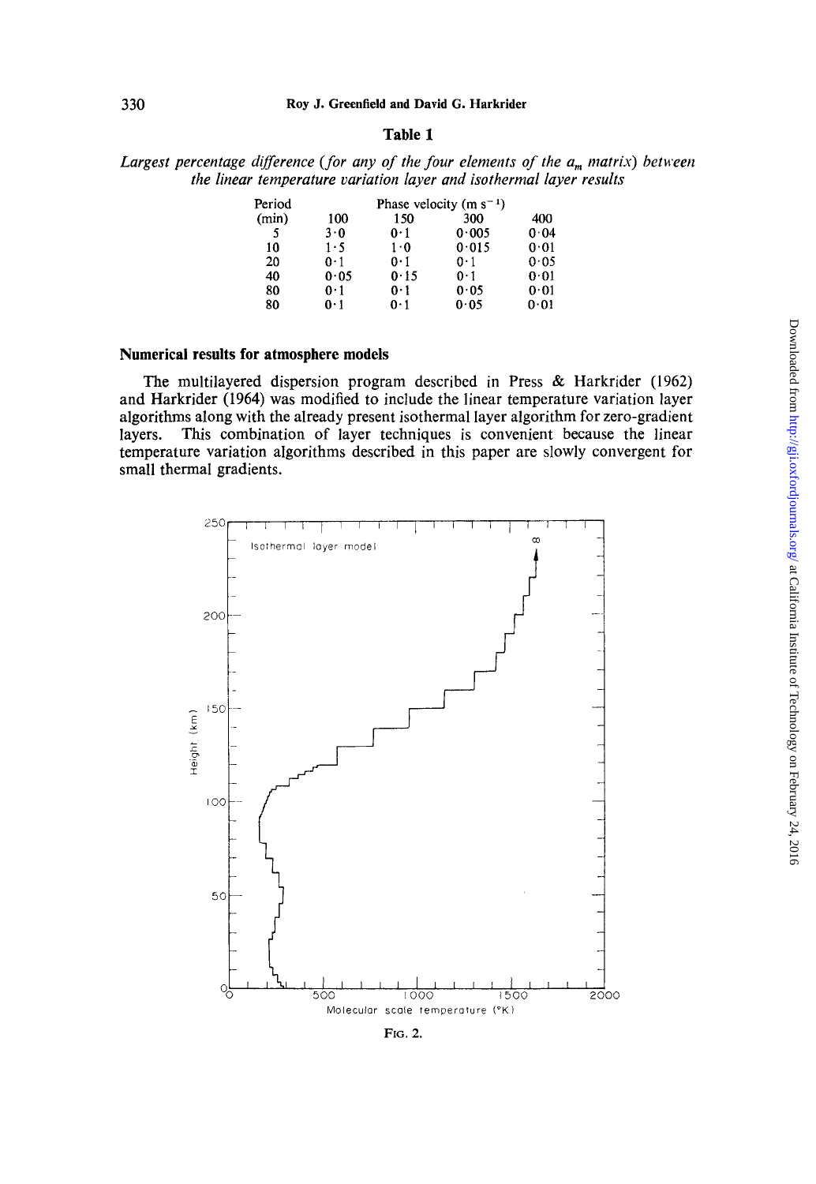## Table 1

*Largest percentage difference (for any of the four elements of the $a_m$ matrix) between the linear temperature variation layer and isothermal layer results*

| Period (min) | Phase velocity (m s$^{-1}$) 100 | 150 | 300 | 400 |
|---|---|---|---|---|
| 5 | 3·0 | 0·1 | 0·005 | 0·04 |
| 10 | 1·5 | 1·0 | 0·015 | 0·01 |
| 20 | 0·1 | 0·1 | 0·1 | 0·05 |
| 40 | 0·05 | 0·15 | 0·1 | 0·01 |
| 80 | 0·1 | 0·1 | 0·05 | 0·01 |
| 80 | 0·1 | 0·1 | 0·05 | 0·01 |

### Numerical results for atmosphere models

The multilayered dispersion program described in Press & Harkrider (1962) and Harkrider (1964) was modified to include the linear temperature variation layer algorithms along with the already present isothermal layer algorithm for zero-gradient layers. This combination of layer techniques is convenient because the linear temperature variation algorithms described in this paper are slowly convergent for small thermal gradients.

FIG. 2.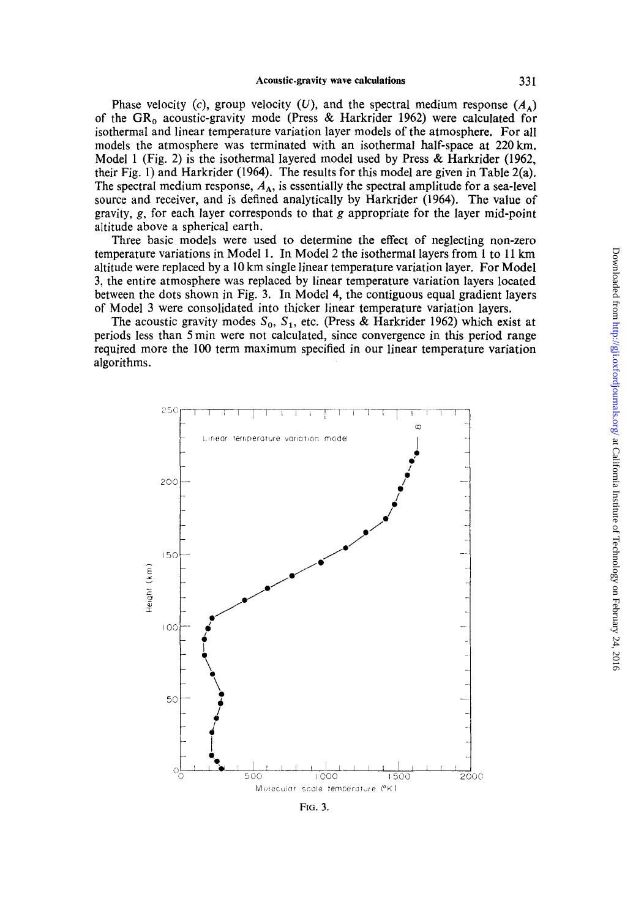Phase velocity ($c$), group velocity ($U$), and the spectral medium response ($A_A$) of the $GR_0$ acoustic-gravity mode (Press & Harkrider 1962) were calculated for isothermal and linear temperature variation layer models of the atmosphere. For all models the atmosphere was terminated with an isothermal half-space at 220 km. Model 1 (Fig. 2) is the isothermal layered model used by Press & Harkrider (1962, their Fig. 1) and Harkrider (1964). The results for this model are given in Table 2(a). The spectral medium response, $A_A$, is essentially the spectral amplitude for a sea-level source and receiver, and is defined analytically by Harkrider (1964). The value of gravity, $g$, for each layer corresponds to that $g$ appropriate for the layer mid-point altitude above a spherical earth.

Three basic models were used to determine the effect of neglecting non-zero temperature variations in Model 1. In Model 2 the isothermal layers from 1 to 11 km altitude were replaced by a 10 km single linear temperature variation layer. For Model 3, the entire atmosphere was replaced by linear temperature variation layers located between the dots shown in Fig. 3. In Model 4, the contiguous equal gradient layers of Model 3 were consolidated into thicker linear temperature variation layers.

The acoustic gravity modes $S_0$, $S_1$, etc. (Press & Harkrider 1962) which exist at periods less than 5 min were not calculated, since convergence in this period range required more the 100 term maximum specified in our linear temperature variation algorithms.

FIG. 3.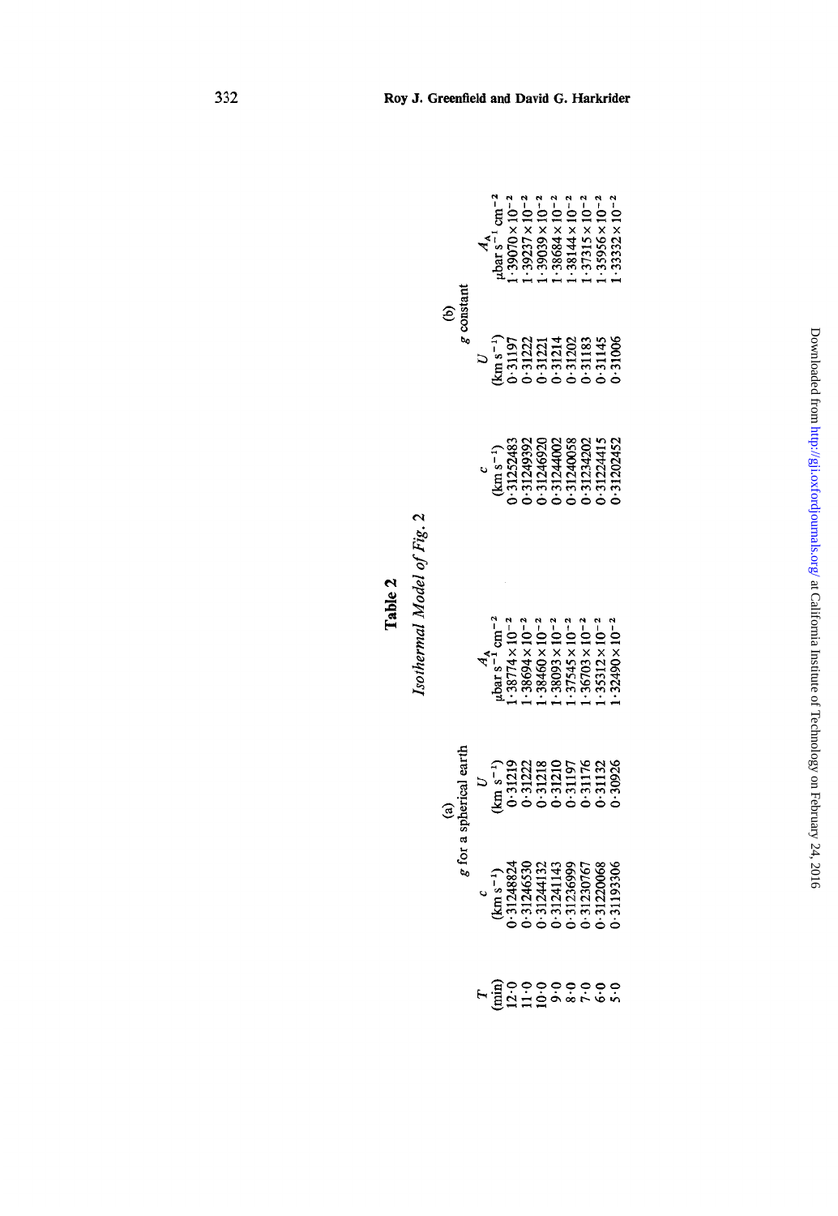## Table 2

*Isothermal Model of Fig. 2*

| $T$ (min) | (a) $g$ for a spherical earth $c$ (km s$^{-1}$) | $U$ (km s$^{-1}$) | $A_A$ µbar s$^{-1}$ cm$^{-2}$ | (b) $g$ constant $c$ (km s$^{-1}$) | $U$ (km s$^{-1}$) | $A_A$ µbar s$^{-1}$ cm$^{-2}$ |
|---|---|---|---|---|---|---|
| 12·0 | 0·31248824 | 0·31219 | $1·38774 \times 10^{-2}$ | 0·31252483 | 0·31197 | $1·39070 \times 10^{-2}$ |
| 11·0 | 0·31246530 | 0·31222 | $1·38694 \times 10^{-2}$ | 0·31249392 | 0·31222 | $1·39237 \times 10^{-2}$ |
| 10·0 | 0·31244132 | 0·31218 | $1·38460 \times 10^{-2}$ | 0·31246920 | 0·31221 | $1·39039 \times 10^{-2}$ |
| 9·0 | 0·31241143 | 0·31210 | $1·38093 \times 10^{-2}$ | 0·31244002 | 0·31214 | $1·38684 \times 10^{-2}$ |
| 8·0 | 0·31236999 | 0·31197 | $1·37545 \times 10^{-2}$ | 0·31240058 | 0·31202 | $1·38144 \times 10^{-2}$ |
| 7·0 | 0·31230767 | 0·31176 | $1·36703 \times 10^{-2}$ | 0·31234202 | 0·31183 | $1·37315 \times 10^{-2}$ |
| 6·0 | 0·31220068 | 0·31132 | $1·35312 \times 10^{-2}$ | 0·31224415 | 0·31145 | $1·35956 \times 10^{-2}$ |
| 5·0 | 0·31193306 | 0·30926 | $1·32490 \times 10^{-2}$ | 0·31202452 | 0·31006 | $1·33332 \times 10^{-2}$ |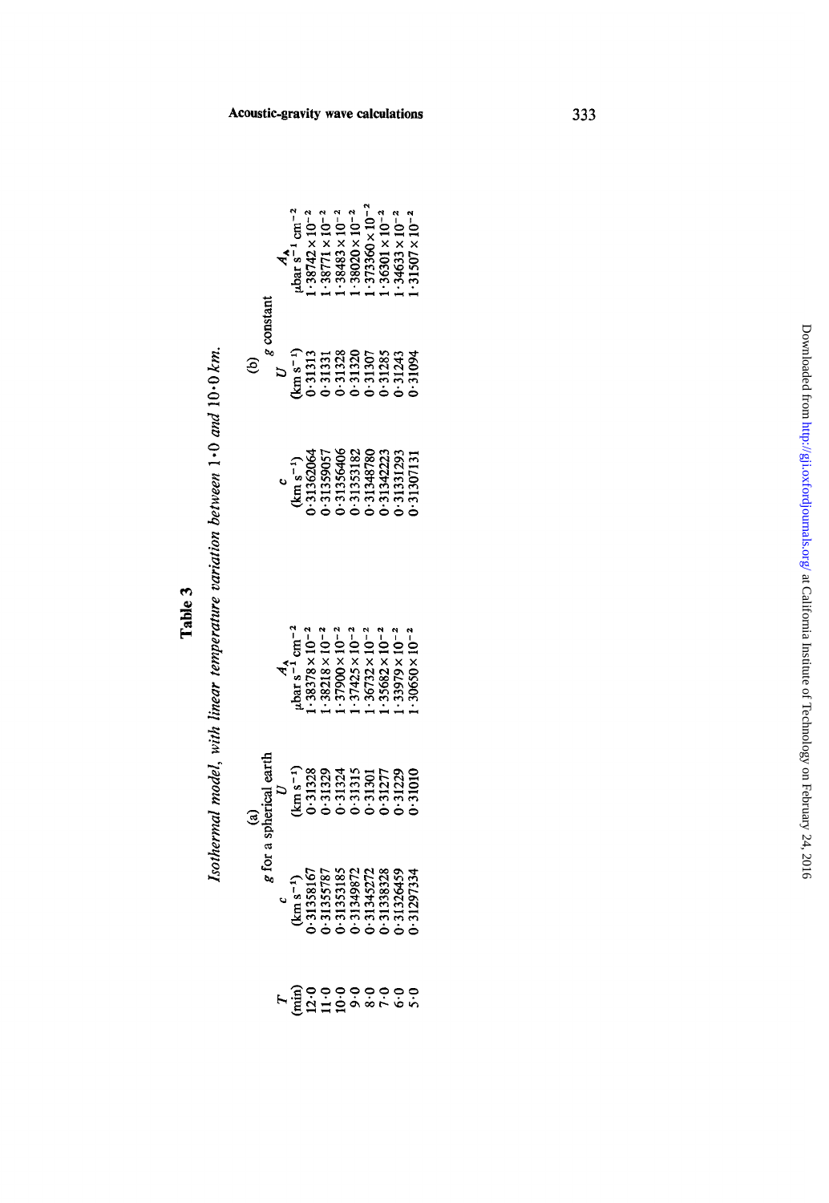**Table 3**

*Isothermal model, with linear temperature variation between 1·0 and 10·0 km.*

| $T$ (min) | (a) $g$ for a spherical earth $c$ (km s$^{-1}$) | $U$ (km s$^{-1}$) | $A_A$ μbar s$^{-1}$ cm$^{-2}$ | (b) $g$ constant $c$ (km s$^{-1}$) | $U$ (km s$^{-1}$) | $A_A$ μbar s$^{-1}$ cm$^{-2}$ |
|---|---|---|---|---|---|---|
| 12·0 | 0·31358167 | 0·31328 | 1·38378 × $10^{-2}$ | 0·31362064 | 0·31313 | 1·38742 × $10^{-2}$ |
| 11·0 | 0·31355787 | 0·31329 | 1·38218 × $10^{-2}$ | 0·31359057 | 0·31331 | 1·38771 × $10^{-2}$ |
| 10·0 | 0·31353185 | 0·31324 | 1·37900 × $10^{-2}$ | 0·31356406 | 0·31328 | 1·38483 × $10^{-2}$ |
| 9·0 | 0·31349872 | 0·31315 | 1·37425 × $10^{-2}$ | 0·31353182 | 0·31320 | 1·38020 × $10^{-2}$ |
| 8·0 | 0·31345272 | 0·31301 | 1·36732 × $10^{-2}$ | 0·31348780 | 0·31307 | 1·373360 × $10^{-2}$ |
| 7·0 | 0·31338328 | 0·31277 | 1·35682 × $10^{-2}$ | 0·31342223 | 0·31285 | 1·36301 × $10^{-2}$ |
| 6·0 | 0·31326459 | 0·31229 | 1·33979 × $10^{-2}$ | 0·31331293 | 0·31243 | 1·34633 × $10^{-2}$ |
| 5·0 | 0·31297334 | 0·31010 | 1·30650 × $10^{-2}$ | 0·31307131 | 0·31094 | 1·31507 × $10^{-2}$ |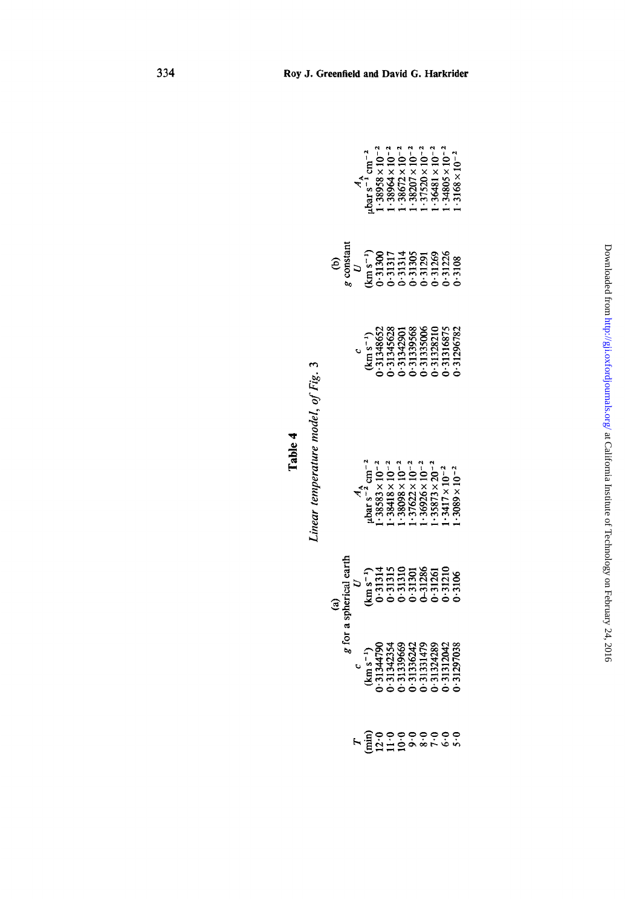## Table 4

*Linear temperature model, of Fig. 3*

| $T$ | (a) $g$ for a spherical earth | | | (b) $g$ constant | | |
|---|---|---|---|---|---|---|
| (min) | $c$ (km s$^{-1}$) | $U$ (km s$^{-1}$) | $A_A$ μbar s$^{-2}$ cm$^{-2}$ | $c$ (km s$^{-1}$) | $U$ (km s$^{-1}$) | $A_A$ μbar s$^{-1}$ cm$^{-2}$ |
| 12·0 | 0·31344790 | 0·31314 | $1\cdot 38583\times 10^{-2}$ | 0·31348652 | 0·31300 | $1\cdot 38958\times 10^{-2}$ |
| 11·0 | 0·31342354 | 0·31315 | $1\cdot 38418\times 10^{-2}$ | 0·31345628 | 0·31317 | $1\cdot 38964\times 10^{-2}$ |
| 10·0 | 0·31339669 | 0·31310 | $1\cdot 38098\times 10^{-2}$ | 0·31342901 | 0·31314 | $1\cdot 38672\times 10^{-2}$ |
| 9·0 | 0·31336242 | 0·31301 | $1\cdot 37622\times 10^{-2}$ | 0·31339568 | 0·31305 | $1\cdot 38207\times 10^{-2}$ |
| 8·0 | 0·31331479 | 0–31286 | $1\cdot 36926\times 10^{-2}$ | 0·31335006 | 0·31291 | $1\cdot 37520\times 10^{-2}$ |
| 7·0 | 0·31324289 | 0·31261 | $1\cdot 35873\times 20^{-2}$ | 0·31328210 | 0·31269 | $1\cdot 36481\times 10^{-2}$ |
| 6·0 | 0·31312042 | 0·31210 | $1\cdot 3417\times 10^{-2}$ | 0·31316875 | 0·31226 | $1\cdot 34805\times 10^{-2}$ |
| 5·0 | 0·31297038 | 0·3106 | $1\cdot 3089\times 10^{-2}$ | 0·31296782 | 0·3108 | $1\cdot 3168\times 10^{-2}$ |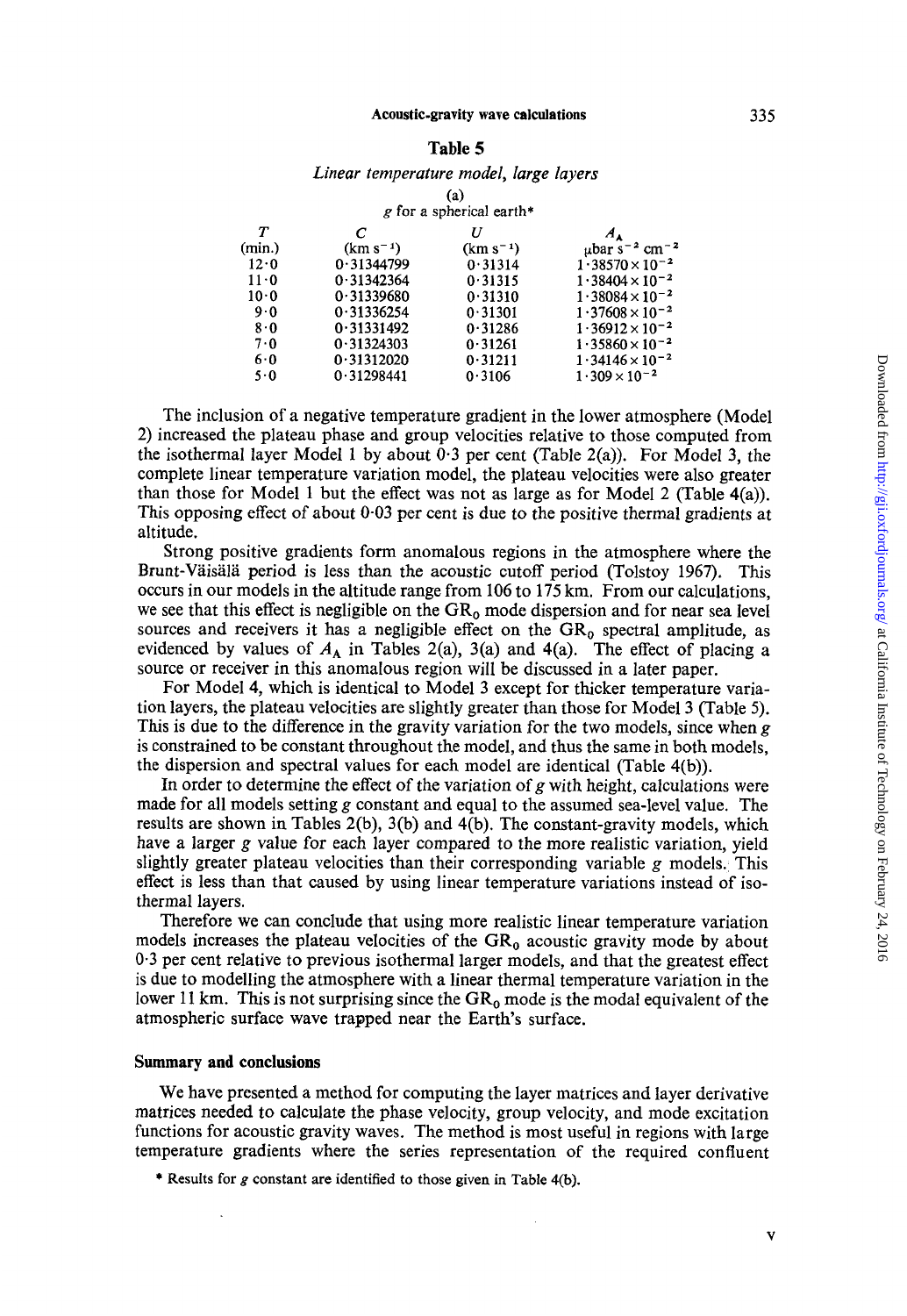## Table 5

*Linear temperature model, large layers*

(a)

$g$ for a spherical earth*

| $T$ (min.) | $C$ (km s$^{-1}$) | $U$ (km s$^{-1}$) | $A_A$ μbar s$^{-2}$ cm$^{-2}$ |
|---|---|---|---|
| 12·0 | 0·31344799 | 0·31314 | $1·38570 \times 10^{-2}$ |
| 11·0 | 0·31342364 | 0·31315 | $1·38404 \times 10^{-2}$ |
| 10·0 | 0·31339680 | 0·31310 | $1·38084 \times 10^{-2}$ |
| 9·0 | 0·31336254 | 0·31301 | $1·37608 \times 10^{-2}$ |
| 8·0 | 0·31331492 | 0·31286 | $1·36912 \times 10^{-2}$ |
| 7·0 | 0·31324303 | 0·31261 | $1·35860 \times 10^{-2}$ |
| 6·0 | 0·31312020 | 0·31211 | $1·34146 \times 10^{-2}$ |
| 5·0 | 0·31298441 | 0·3106 | $1·309 \times 10^{-2}$ |

The inclusion of a negative temperature gradient in the lower atmosphere (Model 2) increased the plateau phase and group velocities relative to those computed from the isothermal layer Model 1 by about 0·3 per cent (Table 2(a)). For Model 3, the complete linear temperature variation model, the plateau velocities were also greater than those for Model 1 but the effect was not as large as for Model 2 (Table 4(a)). This opposing effect of about 0·03 per cent is due to the positive thermal gradients at altitude.

Strong positive gradients form anomalous regions in the atmosphere where the Brunt-Väisälä period is less than the acoustic cutoff period (Tolstoy 1967). This occurs in our models in the altitude range from 106 to 175 km. From our calculations, we see that this effect is negligible on the $GR_0$ mode dispersion and for near sea level sources and receivers it has a negligible effect on the $GR_0$ spectral amplitude, as evidenced by values of $A_A$ in Tables 2(a), 3(a) and 4(a). The effect of placing a source or receiver in this anomalous region will be discussed in a later paper.

For Model 4, which is identical to Model 3 except for thicker temperature variation layers, the plateau velocities are slightly greater than those for Model 3 (Table 5). This is due to the difference in the gravity variation for the two models, since when $g$ is constrained to be constant throughout the model, and thus the same in both models, the dispersion and spectral values for each model are identical (Table 4(b)).

In order to determine the effect of the variation of $g$ with height, calculations were made for all models setting $g$ constant and equal to the assumed sea-level value. The results are shown in Tables 2(b), 3(b) and 4(b). The constant-gravity models, which have a larger $g$ value for each layer compared to the more realistic variation, yield slightly greater plateau velocities than their corresponding variable $g$ models. This effect is less than that caused by using linear temperature variations instead of isothermal layers.

Therefore we can conclude that using more realistic linear temperature variation models increases the plateau velocities of the $GR_0$ acoustic gravity mode by about 0·3 per cent relative to previous isothermal larger models, and that the greatest effect is due to modelling the atmosphere with a linear thermal temperature variation in the lower 11 km. This is not surprising since the $GR_0$ mode is the modal equivalent of the atmospheric surface wave trapped near the Earth's surface.

### Summary and conclusions

We have presented a method for computing the layer matrices and layer derivative matrices needed to calculate the phase velocity, group velocity, and mode excitation functions for acoustic gravity waves. The method is most useful in regions with large temperature gradients where the series representation of the required confluent

\* Results for $g$ constant are identified to those given in Table 4(b).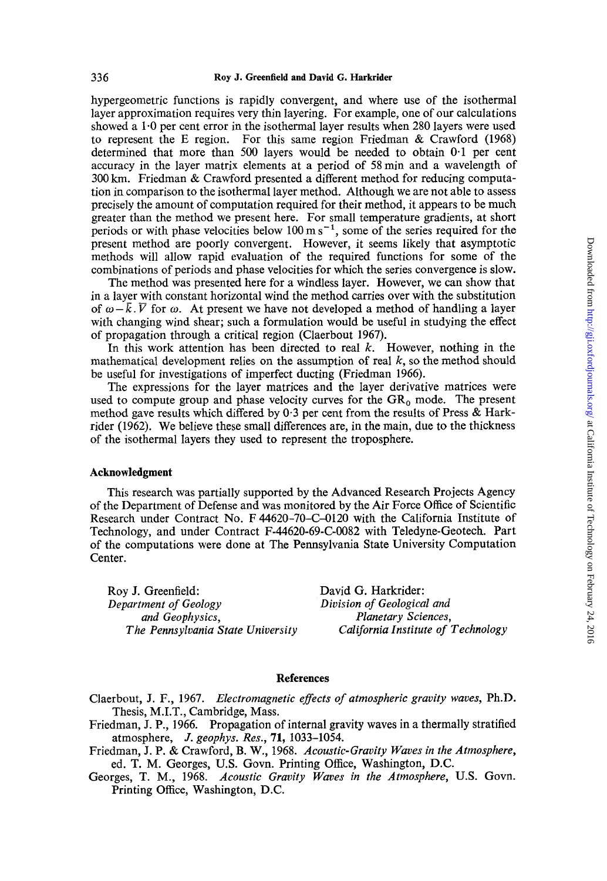hypergeometric functions is rapidly convergent, and where use of the isothermal layer approximation requires very thin layering. For example, one of our calculations showed a 1·0 per cent error in the isothermal layer results when 280 layers were used to represent the E region. For this same region Friedman & Crawford (1968) determined that more than 500 layers would be needed to obtain 0·1 per cent accuracy in the layer matrix elements at a period of 58 min and a wavelength of 300 km. Friedman & Crawford presented a different method for reducing computation in comparison to the isothermal layer method. Although we are not able to assess precisely the amount of computation required for their method, it appears to be much greater than the method we present here. For small temperature gradients, at short periods or with phase velocities below $100 \mathrm{~m} \mathrm{~s}^{-1}$, some of the series required for the present method are poorly convergent. However, it seems likely that asymptotic methods will allow rapid evaluation of the required functions for some of the combinations of periods and phase velocities for which the series convergence is slow.

The method was presented here for a windless layer. However, we can show that in a layer with constant horizontal wind the method carries over with the substitution of $\omega - \bar{k} . \bar{V}$ for $\omega$. At present we have not developed a method of handling a layer with changing wind shear; such a formulation would be useful in studying the effect of propagation through a critical region (Claerbout 1967).

In this work attention has been directed to real $k$. However, nothing in the mathematical development relies on the assumption of real $k$, so the method should be useful for investigations of imperfect ducting (Friedman 1966).

The expressions for the layer matrices and the layer derivative matrices were used to compute group and phase velocity curves for the $\mathrm{GR}_0$ mode. The present method gave results which differed by 0·3 per cent from the results of Press & Harkrider (1962). We believe these small differences are, in the main, due to the thickness of the isothermal layers they used to represent the troposphere.

### Acknowledgment

This research was partially supported by the Advanced Research Projects Agency of the Department of Defense and was monitored by the Air Force Office of Scientific Research under Contract No. F 44620-70-C-0120 with the California Institute of Technology, and under Contract F-44620-69-C-0082 with Teledyne-Geotech. Part of the computations were done at The Pennsylvania State University Computation Center.

Roy J. Greenfield:
*Department of Geology and Geophysics,*
*The Pennsylvania State University*

David G. Harkrider:
*Division of Geological and Planetary Sciences,*
*California Institute of Technology*

### References

Claerbout, J. F., 1967. *Electromagnetic effects of atmospheric gravity waves*, Ph.D. Thesis, M.I.T., Cambridge, Mass.

Friedman, J. P., 1966. Propagation of internal gravity waves in a thermally stratified atmosphere, *J. geophys. Res.*, **71**, 1033–1054.

Friedman, J. P. & Crawford, B. W., 1968. *Acoustic-Gravity Waves in the Atmosphere*, ed. T. M. Georges, U.S. Govn. Printing Office, Washington, D.C.

Georges, T. M., 1968. *Acoustic Gravity Waves in the Atmosphere*, U.S. Govn. Printing Office, Washington, D.C.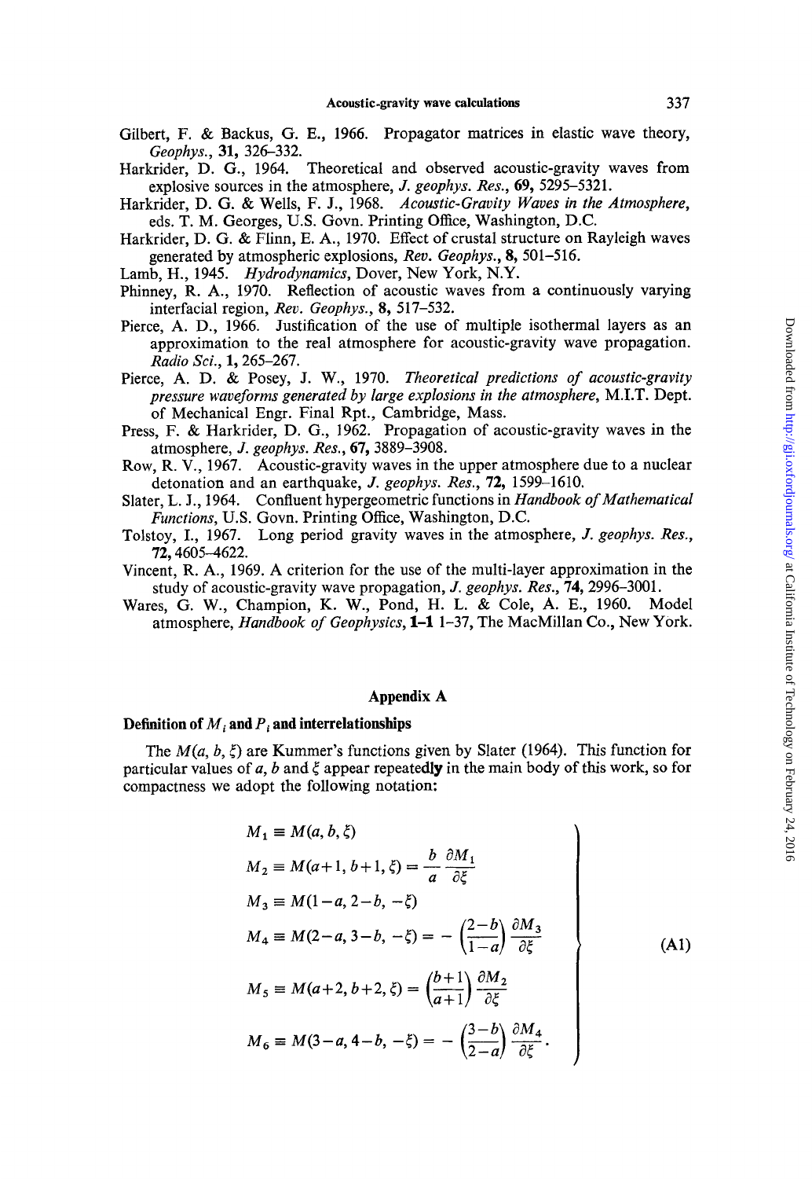Gilbert, F. & Backus, G. E., 1966. Propagator matrices in elastic wave theory, *Geophys.*, **31**, 326–332.

Harkrider, D. G., 1964. Theoretical and observed acoustic-gravity waves from explosive sources in the atmosphere, *J. geophys. Res.*, **69**, 5295–5321.

Harkrider, D. G. & Wells, F. J., 1968. *Acoustic-Gravity Waves in the Atmosphere*, eds. T. M. Georges, U.S. Govn. Printing Office, Washington, D.C.

Harkrider, D. G. & Flinn, E. A., 1970. Effect of crustal structure on Rayleigh waves generated by atmospheric explosions, *Rev. Geophys.*, **8**, 501–516.

Lamb, H., 1945. *Hydrodynamics*, Dover, New York, N.Y.

Phinney, R. A., 1970. Reflection of acoustic waves from a continuously varying interfacial region, *Rev. Geophys.*, **8**, 517–532.

Pierce, A. D., 1966. Justification of the use of multiple isothermal layers as an approximation to the real atmosphere for acoustic-gravity wave propagation. *Radio Sci.*, **1**, 265–267.

Pierce, A. D. & Posey, J. W., 1970. *Theoretical predictions of acoustic-gravity pressure waveforms generated by large explosions in the atmosphere*, M.I.T. Dept. of Mechanical Engr. Final Rpt., Cambridge, Mass.

Press, F. & Harkrider, D. G., 1962. Propagation of acoustic-gravity waves in the atmosphere, *J. geophys. Res.*, **67**, 3889–3908.

Row, R. V., 1967. Acoustic-gravity waves in the upper atmosphere due to a nuclear detonation and an earthquake, *J. geophys. Res.*, **72**, 1599–1610.

Slater, L. J., 1964. Confluent hypergeometric functions in *Handbook of Mathematical Functions*, U.S. Govn. Printing Office, Washington, D.C.

Tolstoy, I., 1967. Long period gravity waves in the atmosphere, *J. geophys. Res.*, **72**, 4605–4622.

Vincent, R. A., 1969. A criterion for the use of the multi-layer approximation in the study of acoustic-gravity wave propagation, *J. geophys. Res.*, **74**, 2996–3001.

Wares, G. W., Champion, K. W., Pond, H. L. & Cole, A. E., 1960. Model atmosphere, *Handbook of Geophysics*, **1-1** 1–37, The MacMillan Co., New York.

## Appendix A

### Definition of $M_i$ and $P_i$ and interrelationships

The $M(a, b, \xi)$ are Kummer's functions given by Slater (1964). This function for particular values of $a$, $b$ and $\xi$ appear repeatedly in the main body of this work, so for compactness we adopt the following notation:

$$
\left.
\begin{aligned}
M_1 &\equiv M(a, b, \xi) \\
M_2 &\equiv M(a+1, b+1, \xi) = \frac{b}{a}\frac{\partial M_1}{\partial \xi} \\
M_3 &\equiv M(1-a, 2-b, -\xi) \\
M_4 &\equiv M(2-a, 3-b, -\xi) = -\left(\frac{2-b}{1-a}\right)\frac{\partial M_3}{\partial \xi} \\
M_5 &\equiv M(a+2, b+2, \xi) = \left(\frac{b+1}{a+1}\right)\frac{\partial M_2}{\partial \xi} \\
M_6 &\equiv M(3-a, 4-b, -\xi) = -\left(\frac{3-b}{2-a}\right)\frac{\partial M_4}{\partial \xi}.
\end{aligned}
\right\} \qquad \text{(A1)}
$$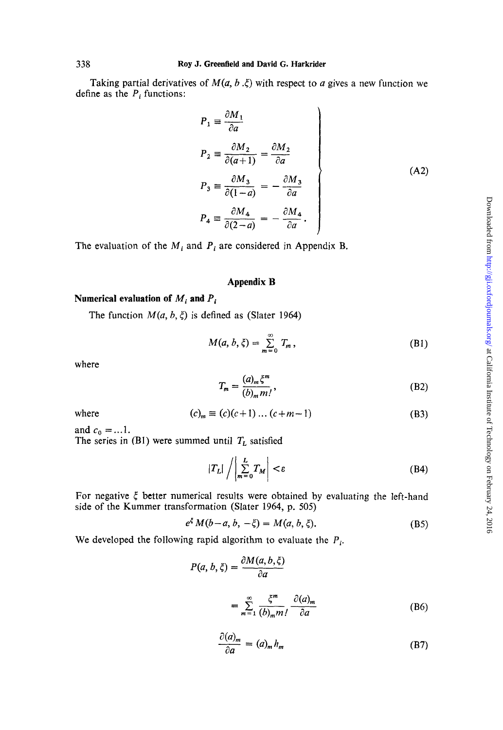Taking partial derivatives of $M(a, b .\xi)$ with respect to $a$ gives a new function we define as the $P_i$ functions:

$$
\left.
\begin{aligned}
P_1 &\equiv \frac{\partial M_1}{\partial a} \\
P_2 &\equiv \frac{\partial M_2}{\partial (a+1)} = \frac{\partial M_2}{\partial a} \\
P_3 &\equiv \frac{\partial M_3}{\partial (1-a)} = -\frac{\partial M_3}{\partial a} \\
P_4 &\equiv \frac{\partial M_4}{\partial (2-a)} = -\frac{\partial M_4}{\partial a}.
\end{aligned}
\right\} \tag{A2}
$$

The evaluation of the $M_i$ and $P_i$ are considered in Appendix B.

## Appendix B

### Numerical evaluation of $M_i$ and $P_i$

The function $M(a, b, \xi)$ is defined as (Slater 1964)

$$M(a, b, \xi) = \sum_{m=0}^{\infty} T_m, \tag{B1}$$

where

$$T_m = \frac{(a)_m \xi^m}{(b)_m m!}, \tag{B2}$$

where

$$(c)_m \equiv (c)(c+1) \ldots (c+m-1) \tag{B3}$$

and $c_0 = \ldots 1$.
The series in (B1) were summed until $T_L$ satisfied

$$|T_L| \bigg/ \left| \sum_{m=0}^{L} T_M \right| < \varepsilon \tag{B4}$$

For negative $\xi$ better numerical results were obtained by evaluating the left-hand side of the Kummer transformation (Slater 1964, p. 505)

$$e^{\xi} M(b-a, b, -\xi) = M(a, b, \xi). \tag{B5}$$

We developed the following rapid algorithm to evaluate the $P_i$.

$$
\begin{aligned}
P(a, b, \xi) &= \frac{\partial M(a, b, \xi)}{\partial a} \\
&= \sum_{m=1}^{\infty} \frac{\xi^m}{(b)_m m!} \frac{\partial (a)_m}{\partial a}
\end{aligned} \tag{B6}
$$

$$\frac{\partial (a)_m}{\partial a} = (a)_m h_m \tag{B7}$$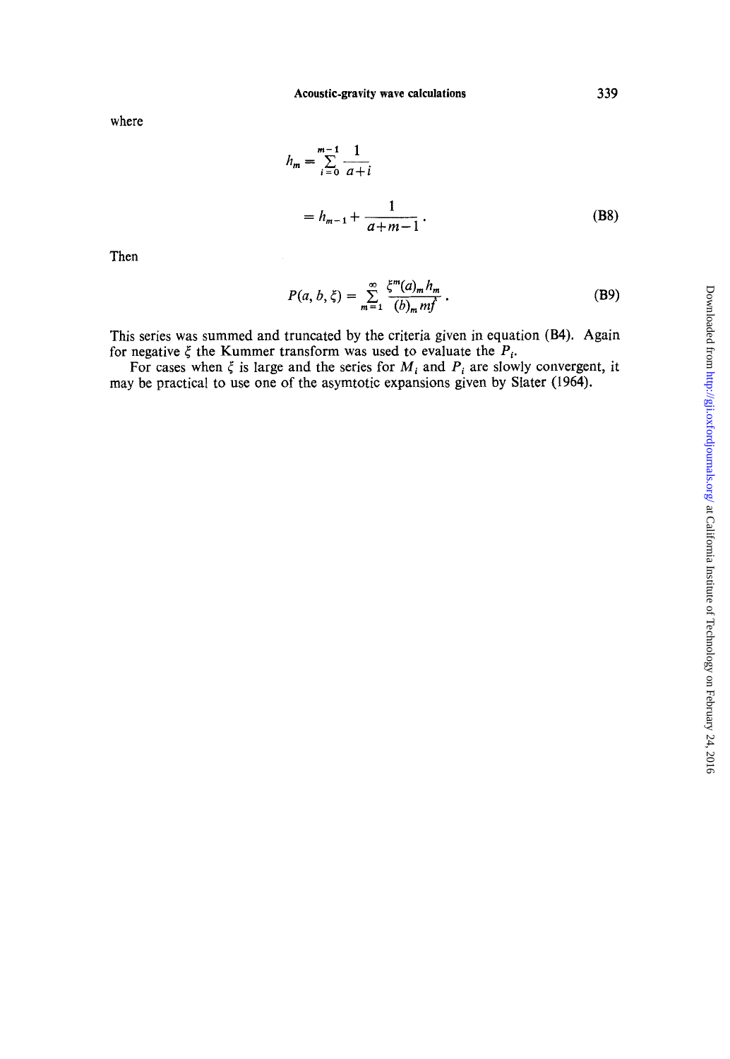where

$$h_m = \sum_{i=0}^{m-1} \frac{1}{a+i}$$

$$= h_{m-1} + \frac{1}{a+m-1}. \tag{B8}$$

Then

$$P(a, b, \xi) = \sum_{m=1}^{\infty} \frac{\xi^m (a)_m h_m}{(b)_m m!}. \tag{B9}$$

This series was summed and truncated by the criteria given in equation (B4). Again for negative $\xi$ the Kummer transform was used to evaluate the $P_i$.

For cases when $\xi$ is large and the series for $M_i$ and $P_i$ are slowly convergent, it may be practical to use one of the asymtotic expansions given by Slater (1964).